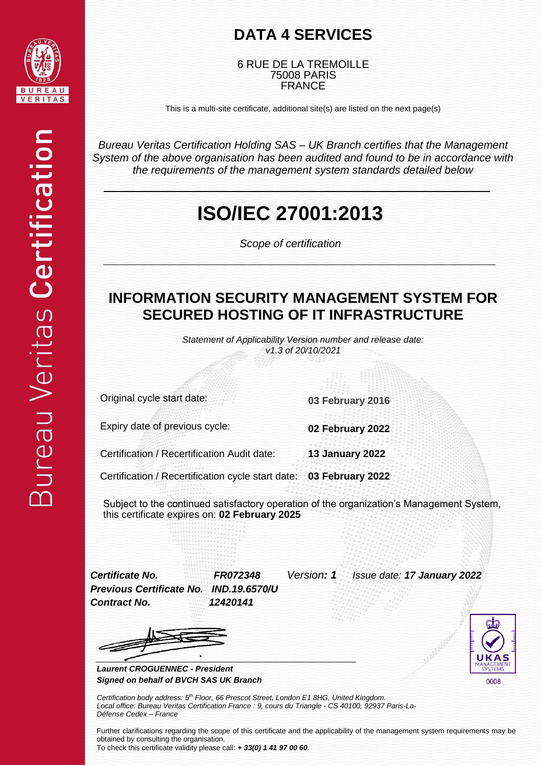# DATA 4 SERVICES

6 RUE DE LA TREMOILLE
75008 PARIS
FRANCE

This is a multi-site certificate, additional site(s) are listed on the next page(s)

*Bureau Veritas Certification Holding SAS – UK Branch certifies that the Management System of the above organisation has been audited and found to be in accordance with the requirements of the management system standards detailed below*

# ISO/IEC 27001:2013

*Scope of certification*

## INFORMATION SECURITY MANAGEMENT SYSTEM FOR SECURED HOSTING OF IT INFRASTRUCTURE

*Statement of Applicability Version number and release date: v1.3 of 20/10/2021*

| | |
|---|---|
| Original cycle start date: | **03 February 2016** |
| Expiry date of previous cycle: | **02 February 2022** |
| Certification / Recertification Audit date: | **13 January 2022** |
| Certification / Recertification cycle start date: | **03 February 2022** |

Subject to the continued satisfactory operation of the organization's Management System, this certificate expires on: **02 February 2025**

***Certificate No.*** ***FR072348*** *Version*: ***1*** *Issue date*: ***17 January 2022***
***Previous Certificate No.*** ***IND.19.6570/U***
***Contract No.*** ***12420141***

***Laurent CROGUENNEC - President***
***Signed on behalf of BVCH SAS UK Branch***

UKAS MANAGEMENT SYSTEMS 0008

*Certification body address: 5th Floor, 66 Prescot Street, London E1 8HG, United Kingdom.*
*Local office: Bureau Veritas Certification France : 9, cours du Triangle - CS 40100, 92937 Paris-La-Défense Cedex – France*

Further clarifications regarding the scope of this certificate and the applicability of the management system requirements may be obtained by consulting the organisation.
To check this certificate validity please call: ***+ 33(0) 1 41 97 00 60***.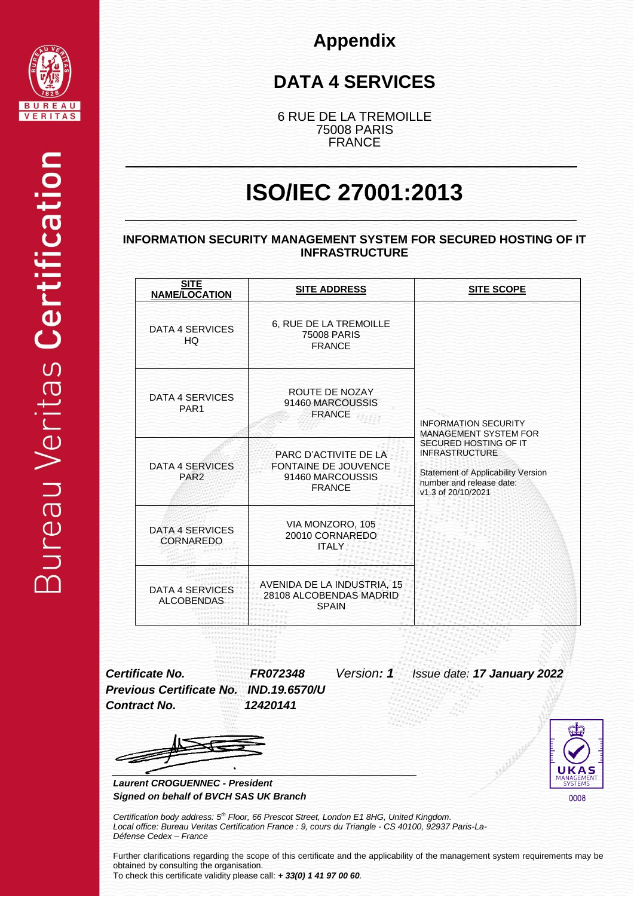# Appendix

## DATA 4 SERVICES

6 RUE DE LA TREMOILLE
75008 PARIS
FRANCE

# ISO/IEC 27001:2013

**INFORMATION SECURITY MANAGEMENT SYSTEM FOR SECURED HOSTING OF IT INFRASTRUCTURE**

| SITE NAME/LOCATION | SITE ADDRESS | SITE SCOPE |
|---|---|---|
| DATA 4 SERVICES HQ | 6, RUE DE LA TREMOILLE 75008 PARIS FRANCE | INFORMATION SECURITY MANAGEMENT SYSTEM FOR SECURED HOSTING OF IT INFRASTRUCTURE<br><br>Statement of Applicability Version number and release date: v1.3 of 20/10/2021 |
| DATA 4 SERVICES PAR1 | ROUTE DE NOZAY 91460 MARCOUSSIS FRANCE | |
| DATA 4 SERVICES PAR2 | PARC D'ACTIVITE DE LA FONTAINE DE JOUVENCE 91460 MARCOUSSIS FRANCE | |
| DATA 4 SERVICES CORNAREDO | VIA MONZORO, 105 20010 CORNAREDO ITALY | |
| DATA 4 SERVICES ALCOBENDAS | AVENIDA DE LA INDUSTRIA, 15 28108 ALCOBENDAS MADRID SPAIN | |

***Certificate No.*** ***FR072348*** *Version:* ***1*** *Issue date:* ***17 January 2022***
***Previous Certificate No.*** ***IND.19.6570/U***
***Contract No.*** ***12420141***

***Laurent CROGUENNEC - President***
***Signed on behalf of BVCH SAS UK Branch***

UKAS MANAGEMENT SYSTEMS 0008

*Certification body address: 5th Floor, 66 Prescot Street, London E1 8HG, United Kingdom.*
*Local office: Bureau Veritas Certification France : 9, cours du Triangle - CS 40100, 92937 Paris-La-Défense Cedex – France*

Further clarifications regarding the scope of this certificate and the applicability of the management system requirements may be obtained by consulting the organisation.
To check this certificate validity please call: ***+ 33(0) 1 41 97 00 60***.